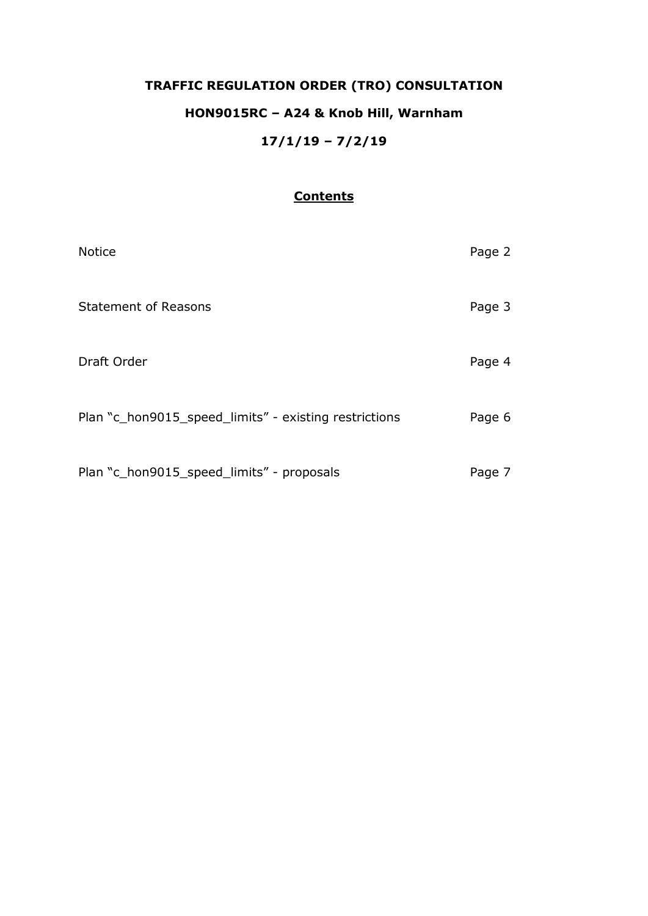# TRAFFIC REGULATION ORDER (TRO) CONSULTATION

## HON9015RC – A24 & Knob Hill, Warnham

## 17/1/19 – 7/2/19

### Contents

| | |
|---|---|
| Notice | Page 2 |
| Statement of Reasons | Page 3 |
| Draft Order | Page 4 |
| Plan "c_hon9015_speed_limits" - existing restrictions | Page 6 |
| Plan "c_hon9015_speed_limits" - proposals | Page 7 |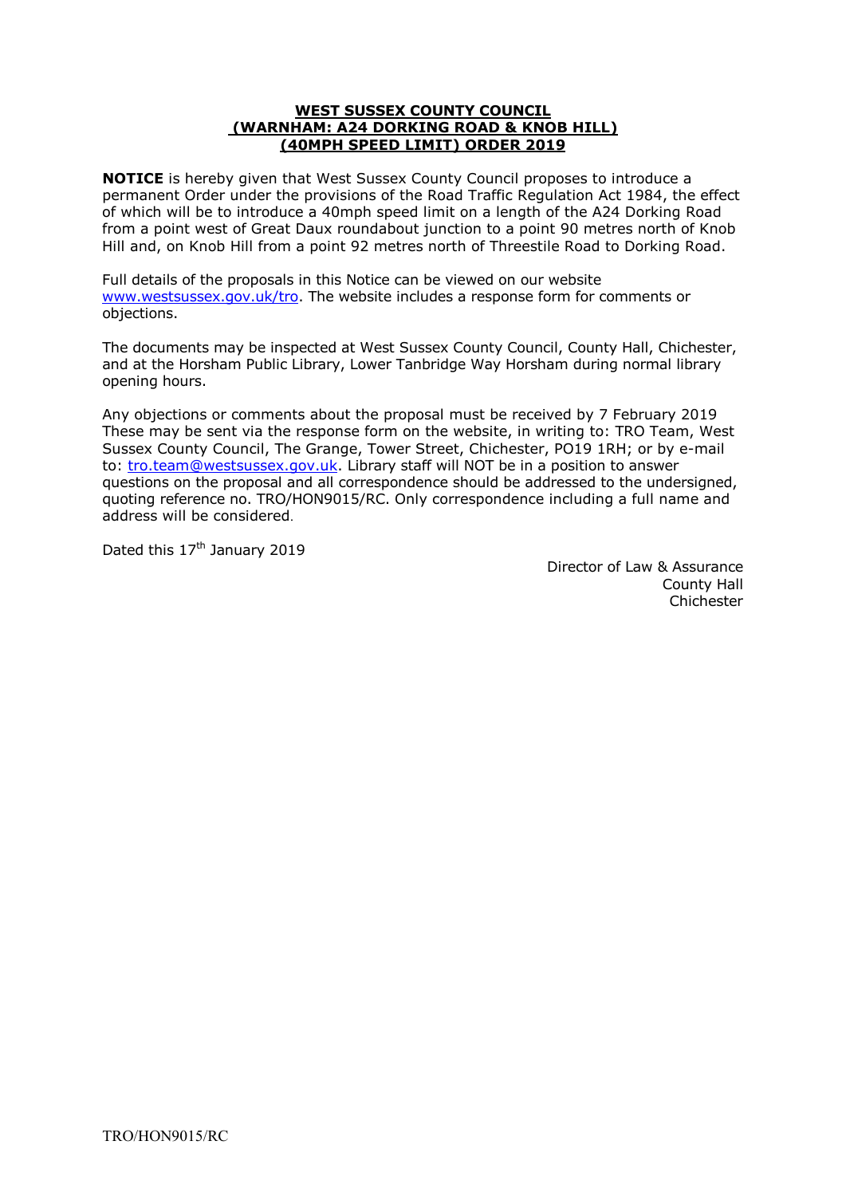**WEST SUSSEX COUNTY COUNCIL**
**(WARNHAM: A24 DORKING ROAD & KNOB HILL)**
**(40MPH SPEED LIMIT) ORDER 2019**

**NOTICE** is hereby given that West Sussex County Council proposes to introduce a permanent Order under the provisions of the Road Traffic Regulation Act 1984, the effect of which will be to introduce a 40mph speed limit on a length of the A24 Dorking Road from a point west of Great Daux roundabout junction to a point 90 metres north of Knob Hill and, on Knob Hill from a point 92 metres north of Threestile Road to Dorking Road.

Full details of the proposals in this Notice can be viewed on our website www.westsussex.gov.uk/tro. The website includes a response form for comments or objections.

The documents may be inspected at West Sussex County Council, County Hall, Chichester, and at the Horsham Public Library, Lower Tanbridge Way Horsham during normal library opening hours.

Any objections or comments about the proposal must be received by 7 February 2019 These may be sent via the response form on the website, in writing to: TRO Team, West Sussex County Council, The Grange, Tower Street, Chichester, PO19 1RH; or by e-mail to: tro.team@westsussex.gov.uk. Library staff will NOT be in a position to answer questions on the proposal and all correspondence should be addressed to the undersigned, quoting reference no. TRO/HON9015/RC. Only correspondence including a full name and address will be considered.

Dated this 17th January 2019

Director of Law & Assurance
County Hall
Chichester

TRO/HON9015/RC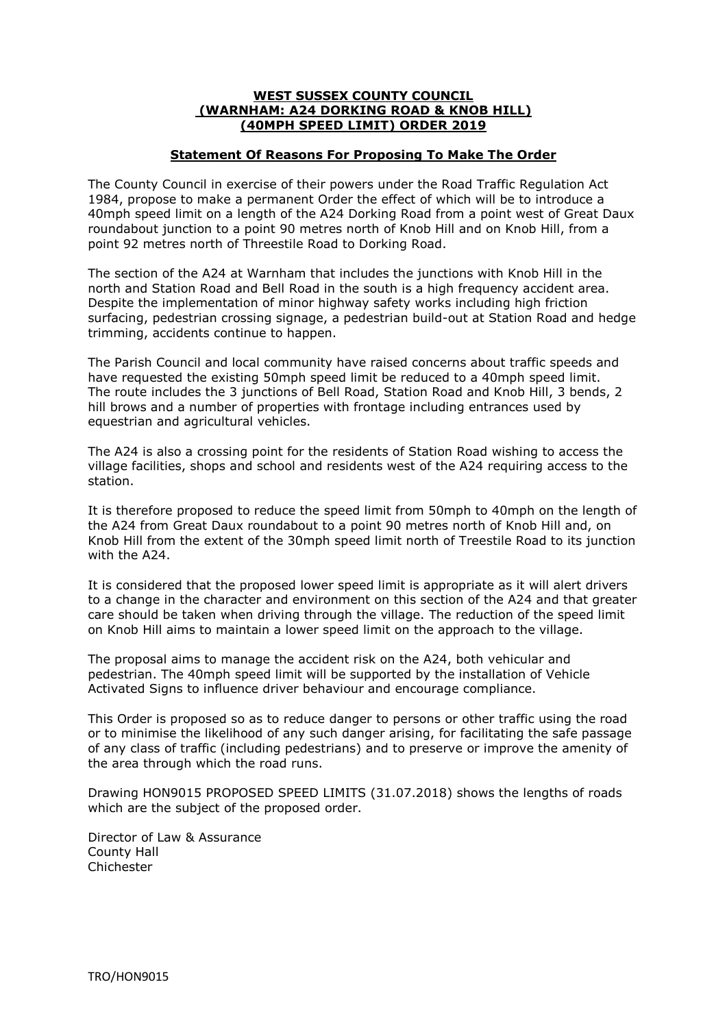**WEST SUSSEX COUNTY COUNCIL**
**(WARNHAM: A24 DORKING ROAD & KNOB HILL)**
**(40MPH SPEED LIMIT) ORDER 2019**

**Statement Of Reasons For Proposing To Make The Order**

The County Council in exercise of their powers under the Road Traffic Regulation Act 1984, propose to make a permanent Order the effect of which will be to introduce a 40mph speed limit on a length of the A24 Dorking Road from a point west of Great Daux roundabout junction to a point 90 metres north of Knob Hill and on Knob Hill, from a point 92 metres north of Threestile Road to Dorking Road.

The section of the A24 at Warnham that includes the junctions with Knob Hill in the north and Station Road and Bell Road in the south is a high frequency accident area. Despite the implementation of minor highway safety works including high friction surfacing, pedestrian crossing signage, a pedestrian build-out at Station Road and hedge trimming, accidents continue to happen.

The Parish Council and local community have raised concerns about traffic speeds and have requested the existing 50mph speed limit be reduced to a 40mph speed limit. The route includes the 3 junctions of Bell Road, Station Road and Knob Hill, 3 bends, 2 hill brows and a number of properties with frontage including entrances used by equestrian and agricultural vehicles.

The A24 is also a crossing point for the residents of Station Road wishing to access the village facilities, shops and school and residents west of the A24 requiring access to the station.

It is therefore proposed to reduce the speed limit from 50mph to 40mph on the length of the A24 from Great Daux roundabout to a point 90 metres north of Knob Hill and, on Knob Hill from the extent of the 30mph speed limit north of Treestile Road to its junction with the A24.

It is considered that the proposed lower speed limit is appropriate as it will alert drivers to a change in the character and environment on this section of the A24 and that greater care should be taken when driving through the village. The reduction of the speed limit on Knob Hill aims to maintain a lower speed limit on the approach to the village.

The proposal aims to manage the accident risk on the A24, both vehicular and pedestrian. The 40mph speed limit will be supported by the installation of Vehicle Activated Signs to influence driver behaviour and encourage compliance.

This Order is proposed so as to reduce danger to persons or other traffic using the road or to minimise the likelihood of any such danger arising, for facilitating the safe passage of any class of traffic (including pedestrians) and to preserve or improve the amenity of the area through which the road runs.

Drawing HON9015 PROPOSED SPEED LIMITS (31.07.2018) shows the lengths of roads which are the subject of the proposed order.

Director of Law & Assurance
County Hall
Chichester

TRO/HON9015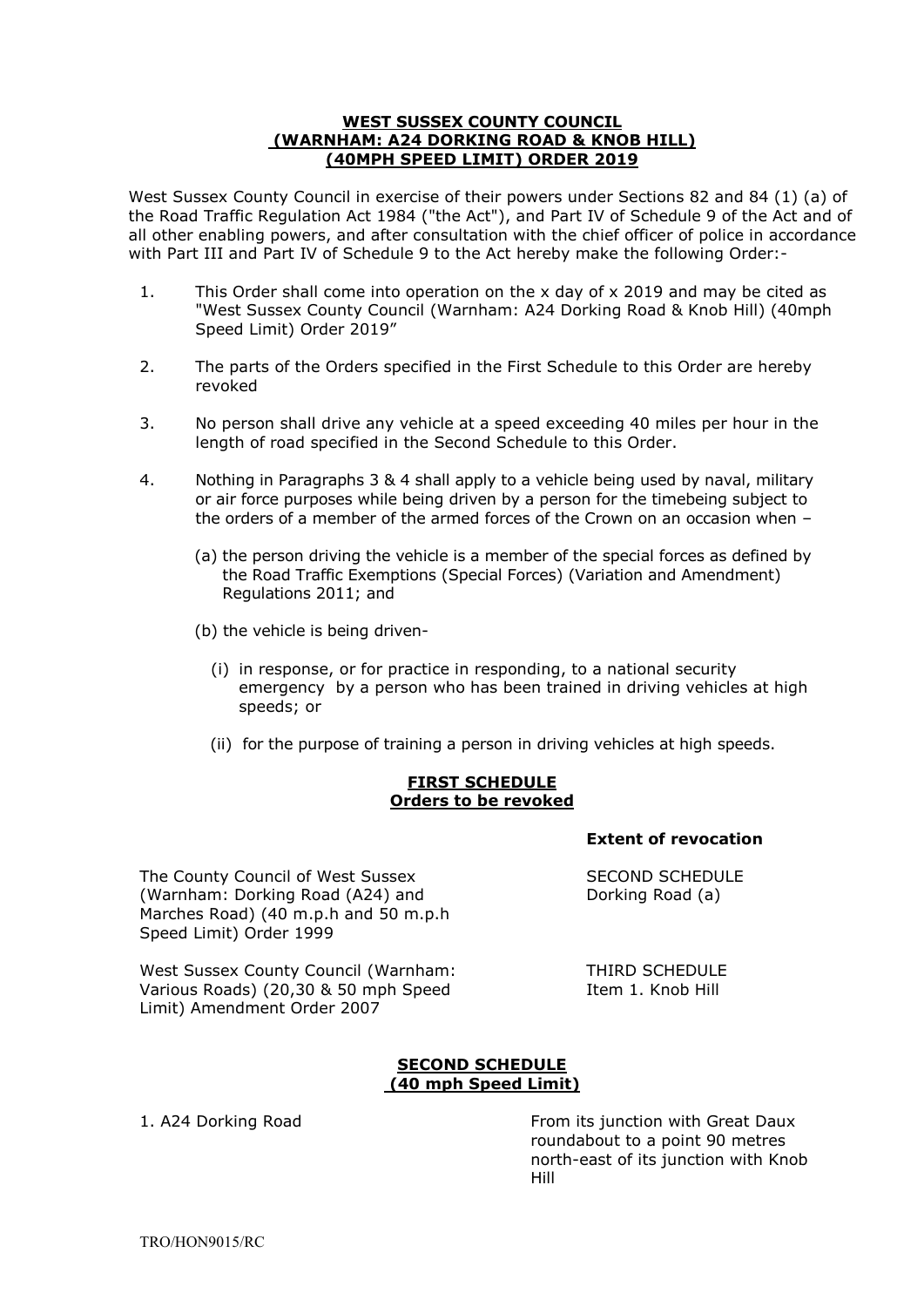# WEST SUSSEX COUNTY COUNCIL (WARNHAM: A24 DORKING ROAD & KNOB HILL) (40MPH SPEED LIMIT) ORDER 2019

West Sussex County Council in exercise of their powers under Sections 82 and 84 (1) (a) of the Road Traffic Regulation Act 1984 ("the Act"), and Part IV of Schedule 9 of the Act and of all other enabling powers, and after consultation with the chief officer of police in accordance with Part III and Part IV of Schedule 9 to the Act hereby make the following Order:-

1. This Order shall come into operation on the x day of x 2019 and may be cited as "West Sussex County Council (Warnham: A24 Dorking Road & Knob Hill) (40mph Speed Limit) Order 2019"

2. The parts of the Orders specified in the First Schedule to this Order are hereby revoked

3. No person shall drive any vehicle at a speed exceeding 40 miles per hour in the length of road specified in the Second Schedule to this Order.

4. Nothing in Paragraphs 3 & 4 shall apply to a vehicle being used by naval, military or air force purposes while being driven by a person for the timebeing subject to the orders of a member of the armed forces of the Crown on an occasion when –

   (a) the person driving the vehicle is a member of the special forces as defined by the Road Traffic Exemptions (Special Forces) (Variation and Amendment) Regulations 2011; and

   (b) the vehicle is being driven-

      (i) in response, or for practice in responding, to a national security emergency by a person who has been trained in driving vehicles at high speeds; or

      (ii) for the purpose of training a person in driving vehicles at high speeds.

## FIRST SCHEDULE
## Orders to be revoked

| | **Extent of revocation** |
|---|---|
| The County Council of West Sussex (Warnham: Dorking Road (A24) and Marches Road) (40 m.p.h and 50 m.p.h Speed Limit) Order 1999 | SECOND SCHEDULE Dorking Road (a) |
| West Sussex County Council (Warnham: Various Roads) (20,30 & 50 mph Speed Limit) Amendment Order 2007 | THIRD SCHEDULE Item 1. Knob Hill |

## SECOND SCHEDULE
## (40 mph Speed Limit)

| | |
|---|---|
| 1. A24 Dorking Road | From its junction with Great Daux roundabout to a point 90 metres north-east of its junction with Knob Hill |

TRO/HON9015/RC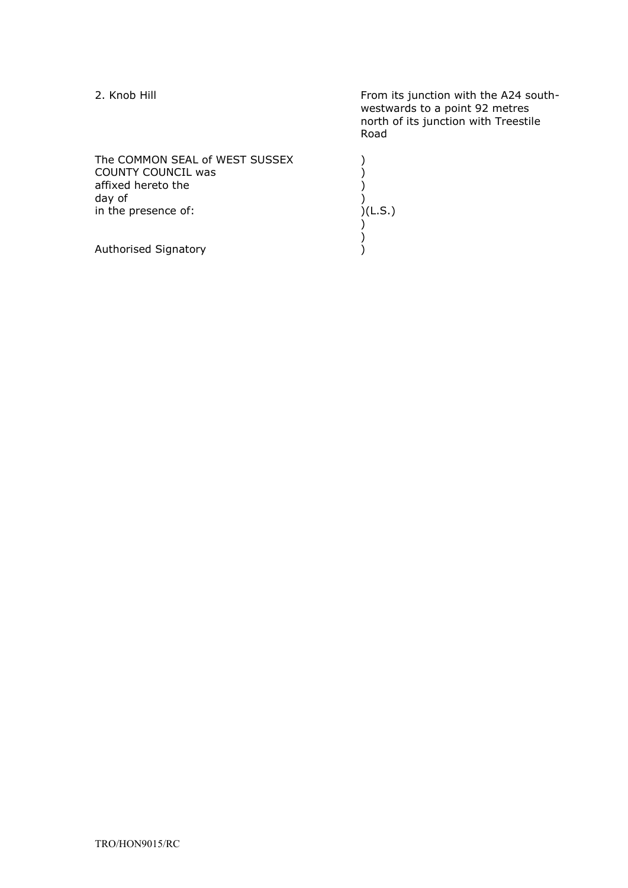| | |
|---|---|
| 2. Knob Hill | From its junction with the A24 south-westwards to a point 92 metres north of its junction with Treestile Road |

The COMMON SEAL of WEST SUSSEX )
COUNTY COUNCIL was )
affixed hereto the )
day of )
in the presence of: )(L.S.)
)
)
Authorised Signatory )

TRO/HON9015/RC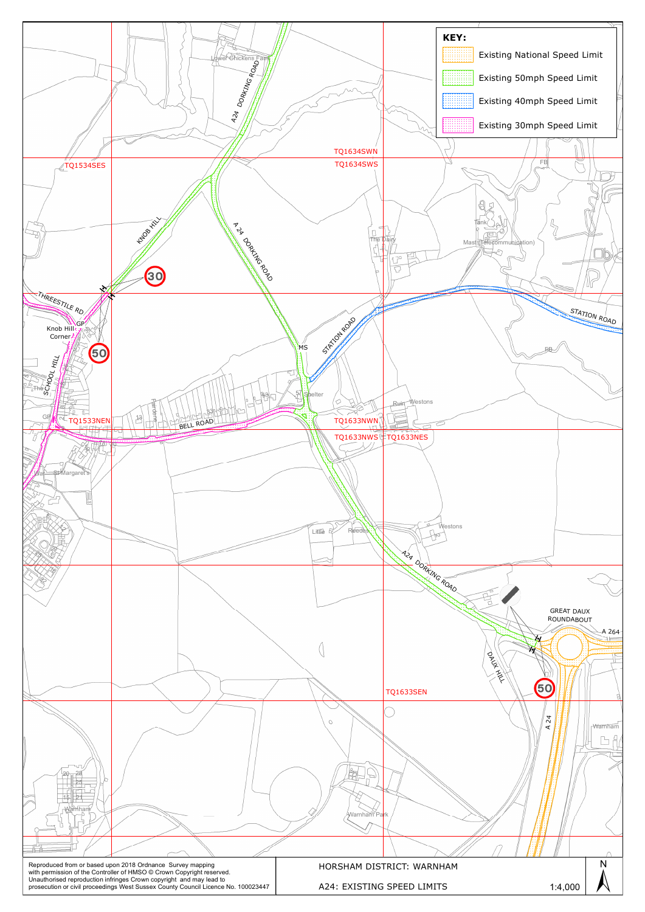**KEY:**

- Existing National Speed Limit
- Existing 50mph Speed Limit
- Existing 40mph Speed Limit
- Existing 30mph Speed Limit

TQ1534SES  TQ1634SWN  TQ1634SWS

Lower Chickens Farm

A24 DORKING ROAD

KNOB HILL

A 24 DORKING ROAD

30

THREESTILE RD

Knob Hill Corner

GP

50

SCHOOL HILL

STATION ROAD

MS

STATION ROAD

The Dairy

Tank

Mast (Telecommunication)

FB

Shelter

Westons

BELL ROAD

TQ1533NEN  TQ1633NWN  TQ1633NWS  TQ1633NES

St Margaret's

Reedes

Little

Westons

A24 DORKING ROAD

GREAT DAUX ROUNDABOUT

A 264

DAUX HILL

50

TQ1633SEN

A 24

Warnham

Warnham

Warnham Park

Reproduced from or based upon 2018 Ordnance Survey mapping with permission of the Controller of HMSO © Crown Copyright reserved. Unauthorised reproduction infringes Crown copyright and may lead to prosecution or civil proceedings West Sussex County Council Licence No. 100023447

HORSHAM DISTRICT: WARNHAM

A24: EXISTING SPEED LIMITS

1:4,000

N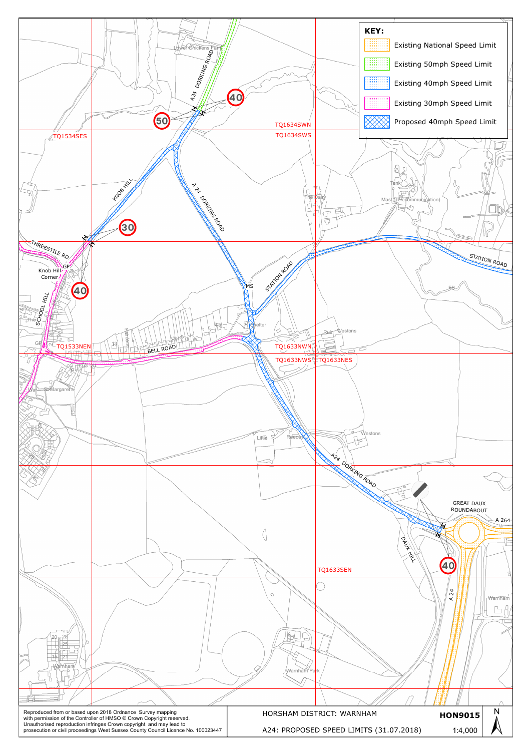**KEY:**

- Existing National Speed Limit
- Existing 50mph Speed Limit
- Existing 40mph Speed Limit
- Existing 30mph Speed Limit
- Proposed 40mph Speed Limit

Lower Chickens Farm

A24 DORKING ROAD

40

50

TQ1534SES

TQ1634SWN

TQ1634SWS

KNOB HILL

A 24 DORKING ROAD

30

Tank

The Dairy

Mast (Telecommunication)

THREESTILE RD

GP

Knob Hill Corner

40

SCHOOL HILL

MS

STATION ROAD

STATION ROAD

FB

Shelter

Ruin

Westons

BELL ROAD

TQ1533NEN

TQ1633NWN

TQ1633NWS

TQ1633NES

St Margaret's

Little

Reedes

Westons

A24 DORKING ROAD

GREAT DAUX ROUNDABOUT

A 264

DAUX HILL

40

TQ1633SEN

A 24

Warnham

Warnham

Warnham Park

Reproduced from or based upon 2018 Ordnance Survey mapping with permission of the Controller of HMSO © Crown Copyright reserved. Unauthorised reproduction infringes Crown copyright and may lead to prosecution or civil proceedings West Sussex County Council Licence No. 100023447

HORSHAM DISTRICT: WARNHAM

A24: PROPOSED SPEED LIMITS (31.07.2018)

**HON9015**

1:4,000

N